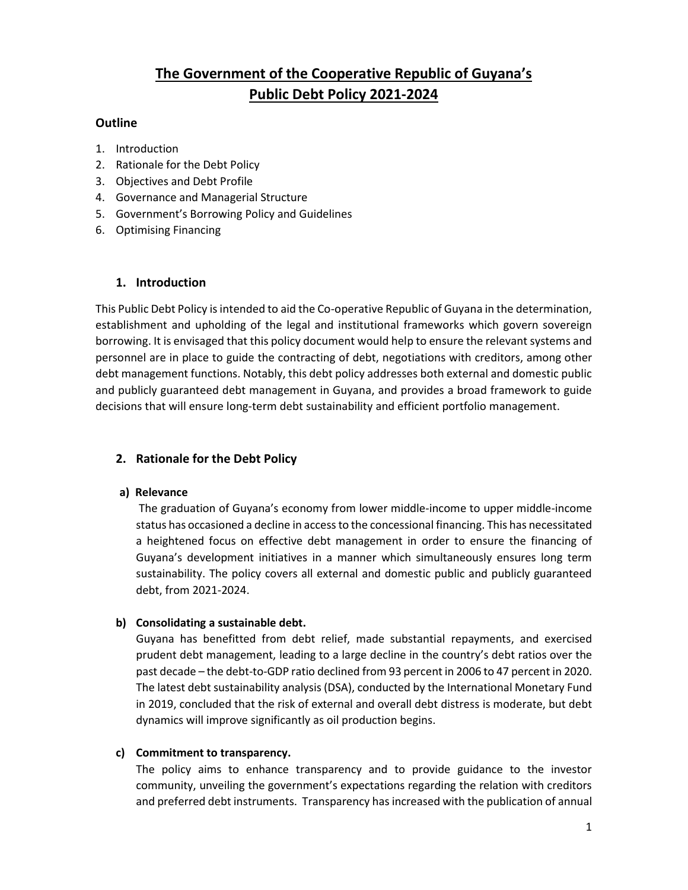# The Government of the Cooperative Republic of Guyana's Public Debt Policy 2021-2024

### Outline

1. Introduction
2. Rationale for the Debt Policy
3. Objectives and Debt Profile
4. Governance and Managerial Structure
5. Government's Borrowing Policy and Guidelines
6. Optimising Financing

## 1. Introduction

This Public Debt Policy is intended to aid the Co-operative Republic of Guyana in the determination, establishment and upholding of the legal and institutional frameworks which govern sovereign borrowing. It is envisaged that this policy document would help to ensure the relevant systems and personnel are in place to guide the contracting of debt, negotiations with creditors, among other debt management functions. Notably, this debt policy addresses both external and domestic public and publicly guaranteed debt management in Guyana, and provides a broad framework to guide decisions that will ensure long-term debt sustainability and efficient portfolio management.

## 2. Rationale for the Debt Policy

**a) Relevance**

The graduation of Guyana's economy from lower middle-income to upper middle-income status has occasioned a decline in access to the concessional financing. This has necessitated a heightened focus on effective debt management in order to ensure the financing of Guyana's development initiatives in a manner which simultaneously ensures long term sustainability. The policy covers all external and domestic public and publicly guaranteed debt, from 2021-2024.

**b) Consolidating a sustainable debt.**

Guyana has benefitted from debt relief, made substantial repayments, and exercised prudent debt management, leading to a large decline in the country's debt ratios over the past decade – the debt-to-GDP ratio declined from 93 percent in 2006 to 47 percent in 2020. The latest debt sustainability analysis (DSA), conducted by the International Monetary Fund in 2019, concluded that the risk of external and overall debt distress is moderate, but debt dynamics will improve significantly as oil production begins.

**c) Commitment to transparency.**

The policy aims to enhance transparency and to provide guidance to the investor community, unveiling the government's expectations regarding the relation with creditors and preferred debt instruments. Transparency has increased with the publication of annual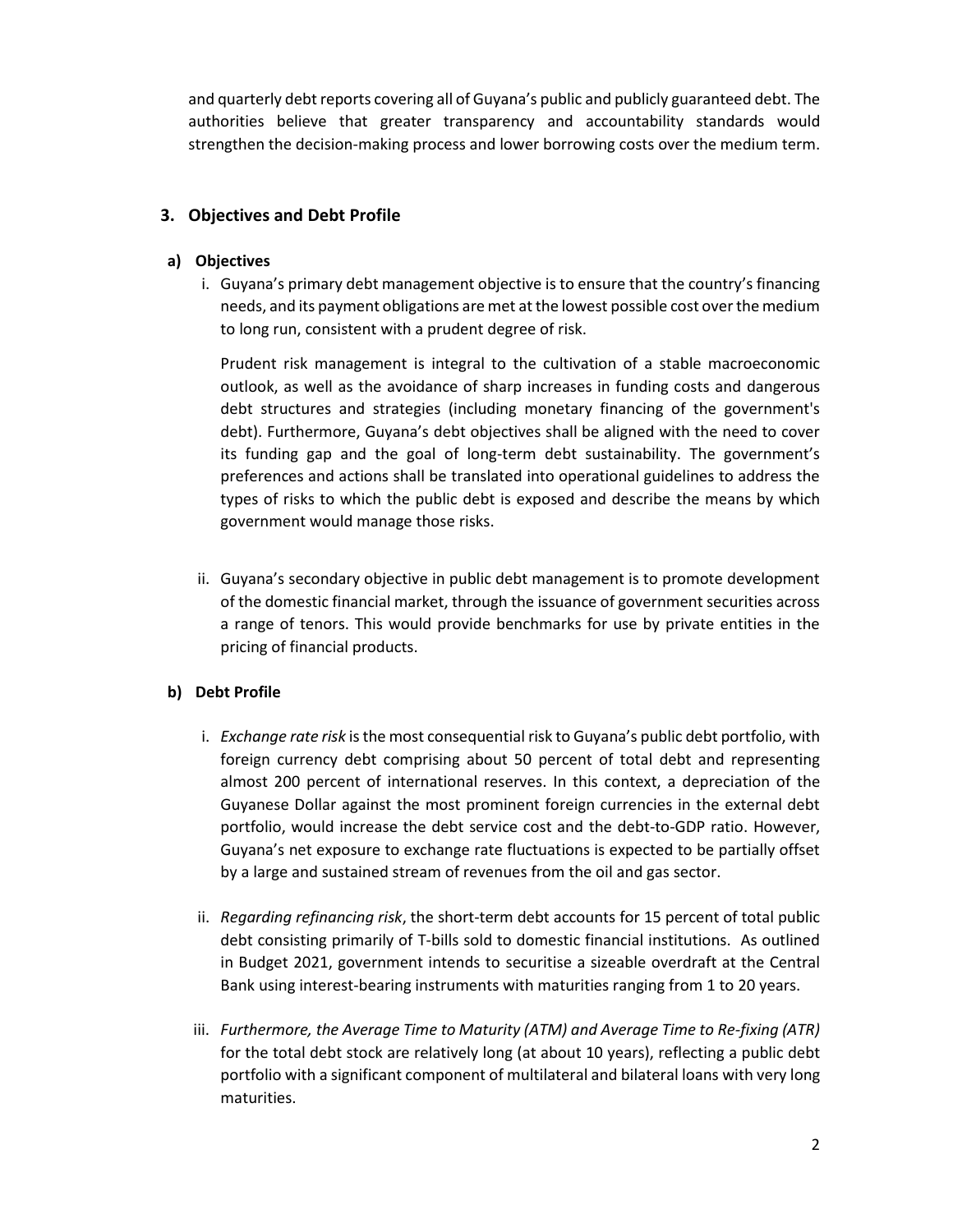and quarterly debt reports covering all of Guyana's public and publicly guaranteed debt. The authorities believe that greater transparency and accountability standards would strengthen the decision-making process and lower borrowing costs over the medium term.

## 3. Objectives and Debt Profile

### a) Objectives

i. Guyana's primary debt management objective is to ensure that the country's financing needs, and its payment obligations are met at the lowest possible cost over the medium to long run, consistent with a prudent degree of risk.

   Prudent risk management is integral to the cultivation of a stable macroeconomic outlook, as well as the avoidance of sharp increases in funding costs and dangerous debt structures and strategies (including monetary financing of the government's debt). Furthermore, Guyana's debt objectives shall be aligned with the need to cover its funding gap and the goal of long-term debt sustainability. The government's preferences and actions shall be translated into operational guidelines to address the types of risks to which the public debt is exposed and describe the means by which government would manage those risks.

ii. Guyana's secondary objective in public debt management is to promote development of the domestic financial market, through the issuance of government securities across a range of tenors. This would provide benchmarks for use by private entities in the pricing of financial products.

### b) Debt Profile

i. *Exchange rate risk* is the most consequential risk to Guyana's public debt portfolio, with foreign currency debt comprising about 50 percent of total debt and representing almost 200 percent of international reserves. In this context, a depreciation of the Guyanese Dollar against the most prominent foreign currencies in the external debt portfolio, would increase the debt service cost and the debt-to-GDP ratio. However, Guyana's net exposure to exchange rate fluctuations is expected to be partially offset by a large and sustained stream of revenues from the oil and gas sector.

ii. *Regarding refinancing risk*, the short-term debt accounts for 15 percent of total public debt consisting primarily of T-bills sold to domestic financial institutions. As outlined in Budget 2021, government intends to securitise a sizeable overdraft at the Central Bank using interest-bearing instruments with maturities ranging from 1 to 20 years.

iii. *Furthermore, the Average Time to Maturity (ATM) and Average Time to Re-fixing (ATR)* for the total debt stock are relatively long (at about 10 years), reflecting a public debt portfolio with a significant component of multilateral and bilateral loans with very long maturities.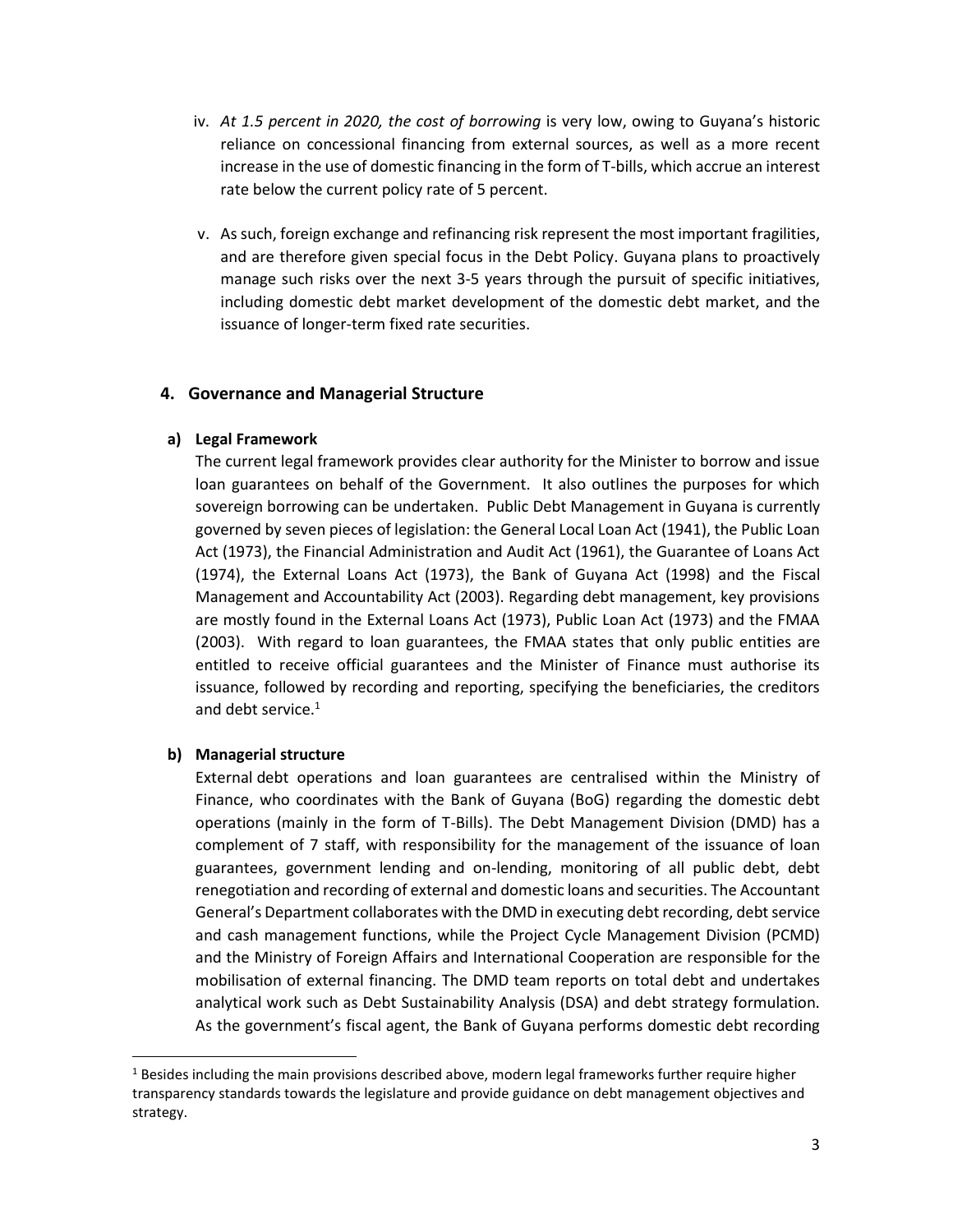iv. *At 1.5 percent in 2020, the cost of borrowing* is very low, owing to Guyana's historic reliance on concessional financing from external sources, as well as a more recent increase in the use of domestic financing in the form of T-bills, which accrue an interest rate below the current policy rate of 5 percent.

v. As such, foreign exchange and refinancing risk represent the most important fragilities, and are therefore given special focus in the Debt Policy. Guyana plans to proactively manage such risks over the next 3-5 years through the pursuit of specific initiatives, including domestic debt market development of the domestic debt market, and the issuance of longer-term fixed rate securities.

## 4. Governance and Managerial Structure

### a) Legal Framework

The current legal framework provides clear authority for the Minister to borrow and issue loan guarantees on behalf of the Government. It also outlines the purposes for which sovereign borrowing can be undertaken. Public Debt Management in Guyana is currently governed by seven pieces of legislation: the General Local Loan Act (1941), the Public Loan Act (1973), the Financial Administration and Audit Act (1961), the Guarantee of Loans Act (1974), the External Loans Act (1973), the Bank of Guyana Act (1998) and the Fiscal Management and Accountability Act (2003). Regarding debt management, key provisions are mostly found in the External Loans Act (1973), Public Loan Act (1973) and the FMAA (2003). With regard to loan guarantees, the FMAA states that only public entities are entitled to receive official guarantees and the Minister of Finance must authorise its issuance, followed by recording and reporting, specifying the beneficiaries, the creditors and debt service.[1]

### b) Managerial structure

External debt operations and loan guarantees are centralised within the Ministry of Finance, who coordinates with the Bank of Guyana (BoG) regarding the domestic debt operations (mainly in the form of T-Bills). The Debt Management Division (DMD) has a complement of 7 staff, with responsibility for the management of the issuance of loan guarantees, government lending and on-lending, monitoring of all public debt, debt renegotiation and recording of external and domestic loans and securities. The Accountant General's Department collaborates with the DMD in executing debt recording, debt service and cash management functions, while the Project Cycle Management Division (PCMD) and the Ministry of Foreign Affairs and International Cooperation are responsible for the mobilisation of external financing. The DMD team reports on total debt and undertakes analytical work such as Debt Sustainability Analysis (DSA) and debt strategy formulation. As the government's fiscal agent, the Bank of Guyana performs domestic debt recording

[1] Besides including the main provisions described above, modern legal frameworks further require higher transparency standards towards the legislature and provide guidance on debt management objectives and strategy.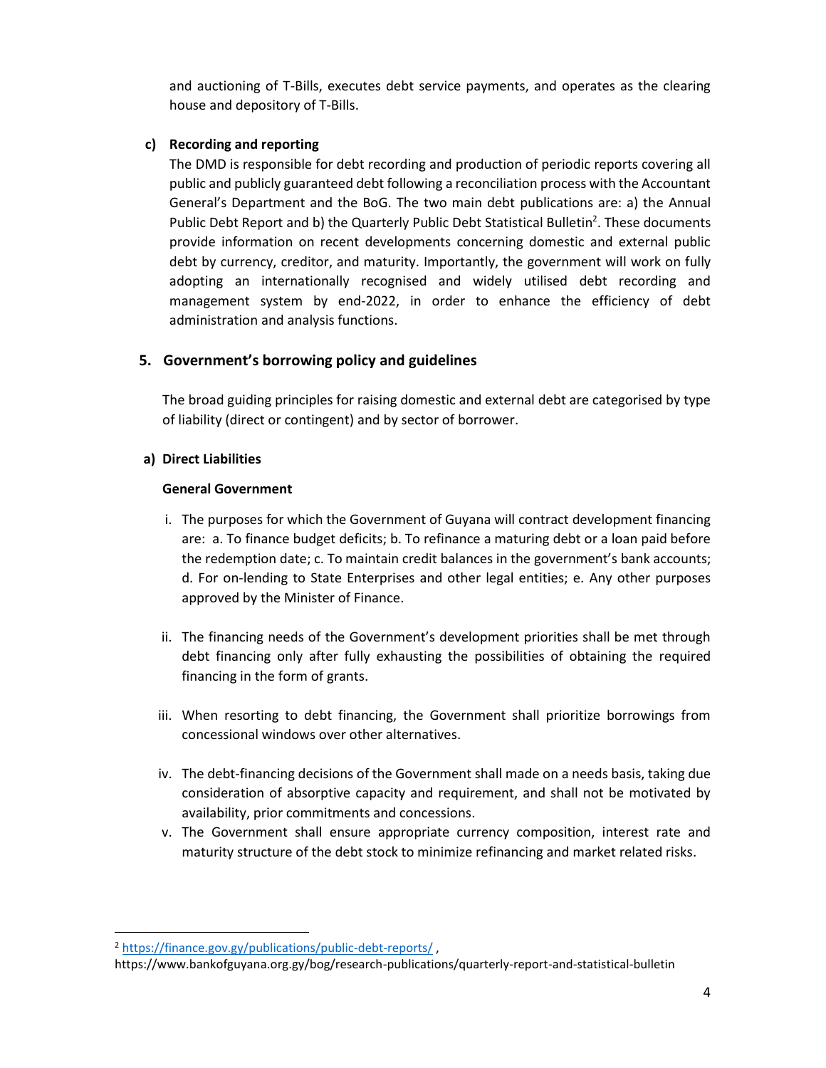and auctioning of T-Bills, executes debt service payments, and operates as the clearing house and depository of T-Bills.

**c) Recording and reporting**

The DMD is responsible for debt recording and production of periodic reports covering all public and publicly guaranteed debt following a reconciliation process with the Accountant General's Department and the BoG. The two main debt publications are: a) the Annual Public Debt Report and b) the Quarterly Public Debt Statistical Bulletin[2]. These documents provide information on recent developments concerning domestic and external public debt by currency, creditor, and maturity. Importantly, the government will work on fully adopting an internationally recognised and widely utilised debt recording and management system by end-2022, in order to enhance the efficiency of debt administration and analysis functions.

## 5. Government's borrowing policy and guidelines

The broad guiding principles for raising domestic and external debt are categorised by type of liability (direct or contingent) and by sector of borrower.

**a) Direct Liabilities**

**General Government**

i. The purposes for which the Government of Guyana will contract development financing are: a. To finance budget deficits; b. To refinance a maturing debt or a loan paid before the redemption date; c. To maintain credit balances in the government's bank accounts; d. For on-lending to State Enterprises and other legal entities; e. Any other purposes approved by the Minister of Finance.

ii. The financing needs of the Government's development priorities shall be met through debt financing only after fully exhausting the possibilities of obtaining the required financing in the form of grants.

iii. When resorting to debt financing, the Government shall prioritize borrowings from concessional windows over other alternatives.

iv. The debt-financing decisions of the Government shall made on a needs basis, taking due consideration of absorptive capacity and requirement, and shall not be motivated by availability, prior commitments and concessions.

v. The Government shall ensure appropriate currency composition, interest rate and maturity structure of the debt stock to minimize refinancing and market related risks.

---

[2] https://finance.gov.gy/publications/public-debt-reports/ , https://www.bankofguyana.org.gy/bog/research-publications/quarterly-report-and-statistical-bulletin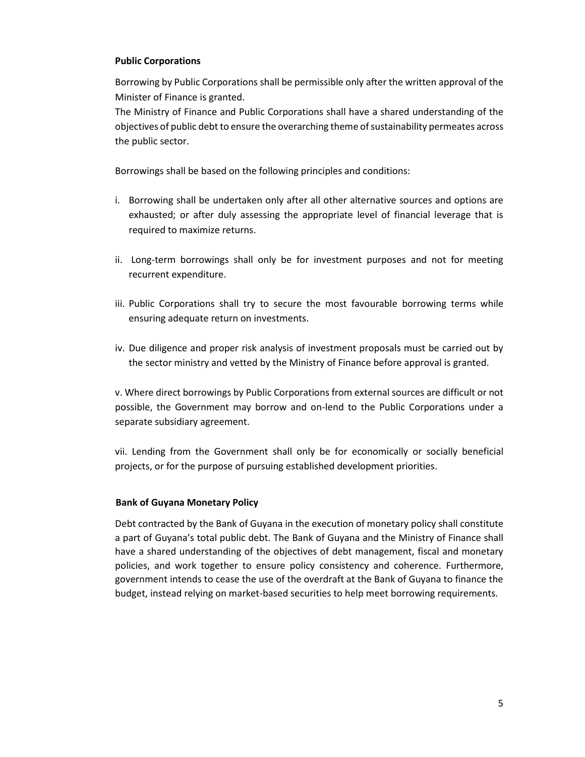**Public Corporations**

Borrowing by Public Corporations shall be permissible only after the written approval of the Minister of Finance is granted.

The Ministry of Finance and Public Corporations shall have a shared understanding of the objectives of public debt to ensure the overarching theme of sustainability permeates across the public sector.

Borrowings shall be based on the following principles and conditions:

i. Borrowing shall be undertaken only after all other alternative sources and options are exhausted; or after duly assessing the appropriate level of financial leverage that is required to maximize returns.

ii. Long-term borrowings shall only be for investment purposes and not for meeting recurrent expenditure.

iii. Public Corporations shall try to secure the most favourable borrowing terms while ensuring adequate return on investments.

iv. Due diligence and proper risk analysis of investment proposals must be carried out by the sector ministry and vetted by the Ministry of Finance before approval is granted.

v. Where direct borrowings by Public Corporations from external sources are difficult or not possible, the Government may borrow and on-lend to the Public Corporations under a separate subsidiary agreement.

vii. Lending from the Government shall only be for economically or socially beneficial projects, or for the purpose of pursuing established development priorities.

**Bank of Guyana Monetary Policy**

Debt contracted by the Bank of Guyana in the execution of monetary policy shall constitute a part of Guyana's total public debt. The Bank of Guyana and the Ministry of Finance shall have a shared understanding of the objectives of debt management, fiscal and monetary policies, and work together to ensure policy consistency and coherence. Furthermore, government intends to cease the use of the overdraft at the Bank of Guyana to finance the budget, instead relying on market-based securities to help meet borrowing requirements.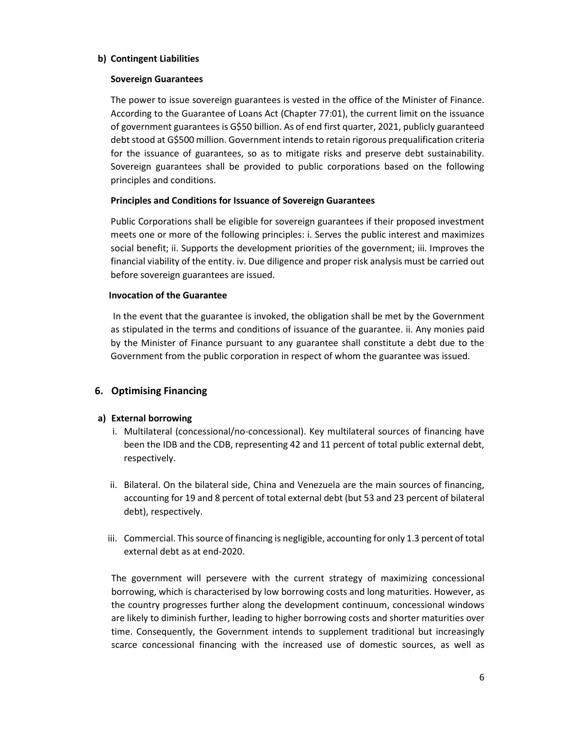### b) Contingent Liabilities

**Sovereign Guarantees**

The power to issue sovereign guarantees is vested in the office of the Minister of Finance. According to the Guarantee of Loans Act (Chapter 77:01), the current limit on the issuance of government guarantees is G$50 billion. As of end first quarter, 2021, publicly guaranteed debt stood at G$500 million. Government intends to retain rigorous prequalification criteria for the issuance of guarantees, so as to mitigate risks and preserve debt sustainability. Sovereign guarantees shall be provided to public corporations based on the following principles and conditions.

**Principles and Conditions for Issuance of Sovereign Guarantees**

Public Corporations shall be eligible for sovereign guarantees if their proposed investment meets one or more of the following principles: i. Serves the public interest and maximizes social benefit; ii. Supports the development priorities of the government; iii. Improves the financial viability of the entity. iv. Due diligence and proper risk analysis must be carried out before sovereign guarantees are issued.

**Invocation of the Guarantee**

In the event that the guarantee is invoked, the obligation shall be met by the Government as stipulated in the terms and conditions of issuance of the guarantee. ii. Any monies paid by the Minister of Finance pursuant to any guarantee shall constitute a debt due to the Government from the public corporation in respect of whom the guarantee was issued.

## 6. Optimising Financing

### a) External borrowing

i. Multilateral (concessional/no-concessional). Key multilateral sources of financing have been the IDB and the CDB, representing 42 and 11 percent of total public external debt, respectively.

ii. Bilateral. On the bilateral side, China and Venezuela are the main sources of financing, accounting for 19 and 8 percent of total external debt (but 53 and 23 percent of bilateral debt), respectively.

iii. Commercial. This source of financing is negligible, accounting for only 1.3 percent of total external debt as at end-2020.

The government will persevere with the current strategy of maximizing concessional borrowing, which is characterised by low borrowing costs and long maturities. However, as the country progresses further along the development continuum, concessional windows are likely to diminish further, leading to higher borrowing costs and shorter maturities over time. Consequently, the Government intends to supplement traditional but increasingly scarce concessional financing with the increased use of domestic sources, as well as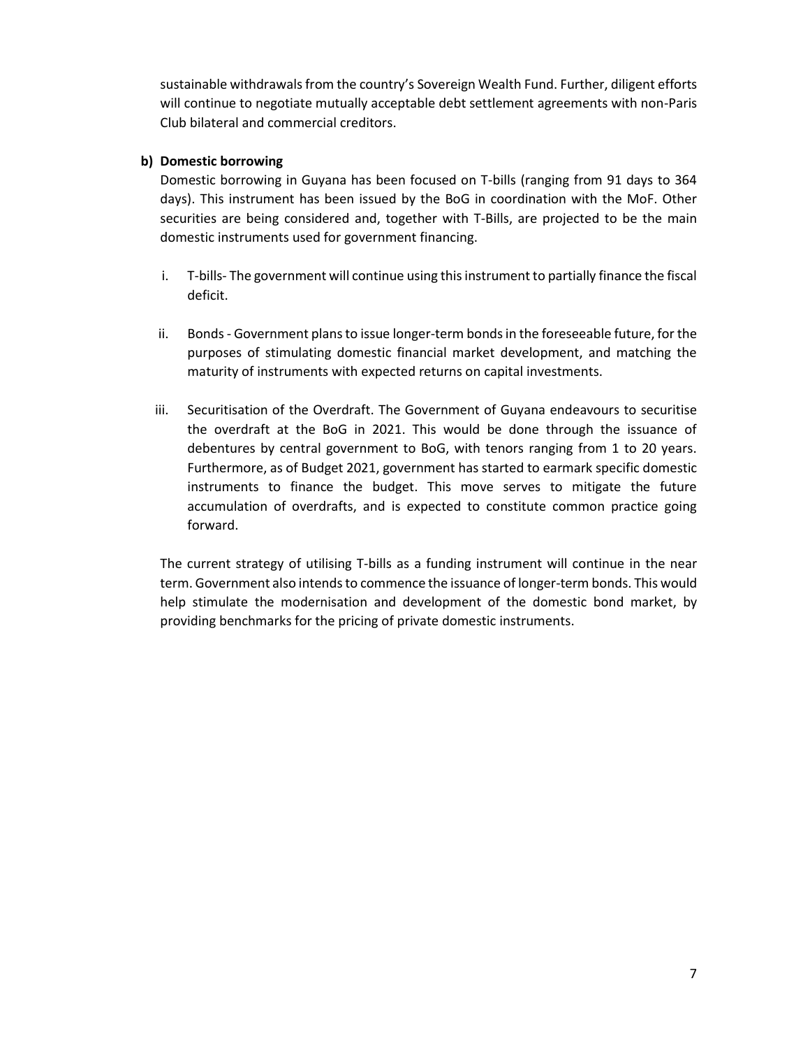sustainable withdrawals from the country's Sovereign Wealth Fund. Further, diligent efforts will continue to negotiate mutually acceptable debt settlement agreements with non-Paris Club bilateral and commercial creditors.

**b) Domestic borrowing**

Domestic borrowing in Guyana has been focused on T-bills (ranging from 91 days to 364 days). This instrument has been issued by the BoG in coordination with the MoF. Other securities are being considered and, together with T-Bills, are projected to be the main domestic instruments used for government financing.

i. T-bills- The government will continue using this instrument to partially finance the fiscal deficit.

ii. Bonds - Government plans to issue longer-term bonds in the foreseeable future, for the purposes of stimulating domestic financial market development, and matching the maturity of instruments with expected returns on capital investments.

iii. Securitisation of the Overdraft. The Government of Guyana endeavours to securitise the overdraft at the BoG in 2021. This would be done through the issuance of debentures by central government to BoG, with tenors ranging from 1 to 20 years. Furthermore, as of Budget 2021, government has started to earmark specific domestic instruments to finance the budget. This move serves to mitigate the future accumulation of overdrafts, and is expected to constitute common practice going forward.

The current strategy of utilising T-bills as a funding instrument will continue in the near term. Government also intends to commence the issuance of longer-term bonds. This would help stimulate the modernisation and development of the domestic bond market, by providing benchmarks for the pricing of private domestic instruments.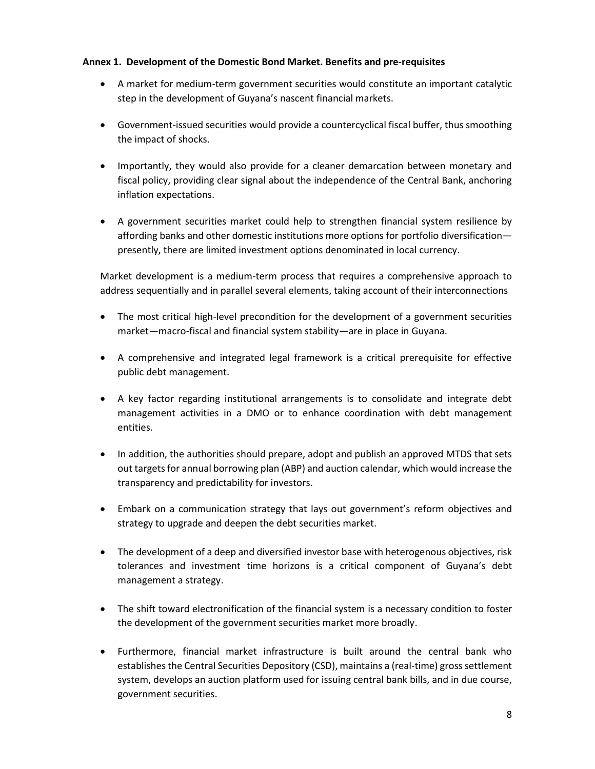**Annex 1. Development of the Domestic Bond Market. Benefits and pre-requisites**

- A market for medium-term government securities would constitute an important catalytic step in the development of Guyana's nascent financial markets.
- Government-issued securities would provide a countercyclical fiscal buffer, thus smoothing the impact of shocks.
- Importantly, they would also provide for a cleaner demarcation between monetary and fiscal policy, providing clear signal about the independence of the Central Bank, anchoring inflation expectations.
- A government securities market could help to strengthen financial system resilience by affording banks and other domestic institutions more options for portfolio diversification—presently, there are limited investment options denominated in local currency.

Market development is a medium-term process that requires a comprehensive approach to address sequentially and in parallel several elements, taking account of their interconnections

- The most critical high-level precondition for the development of a government securities market—macro-fiscal and financial system stability—are in place in Guyana.
- A comprehensive and integrated legal framework is a critical prerequisite for effective public debt management.
- A key factor regarding institutional arrangements is to consolidate and integrate debt management activities in a DMO or to enhance coordination with debt management entities.
- In addition, the authorities should prepare, adopt and publish an approved MTDS that sets out targets for annual borrowing plan (ABP) and auction calendar, which would increase the transparency and predictability for investors.
- Embark on a communication strategy that lays out government's reform objectives and strategy to upgrade and deepen the debt securities market.
- The development of a deep and diversified investor base with heterogenous objectives, risk tolerances and investment time horizons is a critical component of Guyana's debt management a strategy.
- The shift toward electronification of the financial system is a necessary condition to foster the development of the government securities market more broadly.
- Furthermore, financial market infrastructure is built around the central bank who establishes the Central Securities Depository (CSD), maintains a (real-time) gross settlement system, develops an auction platform used for issuing central bank bills, and in due course, government securities.